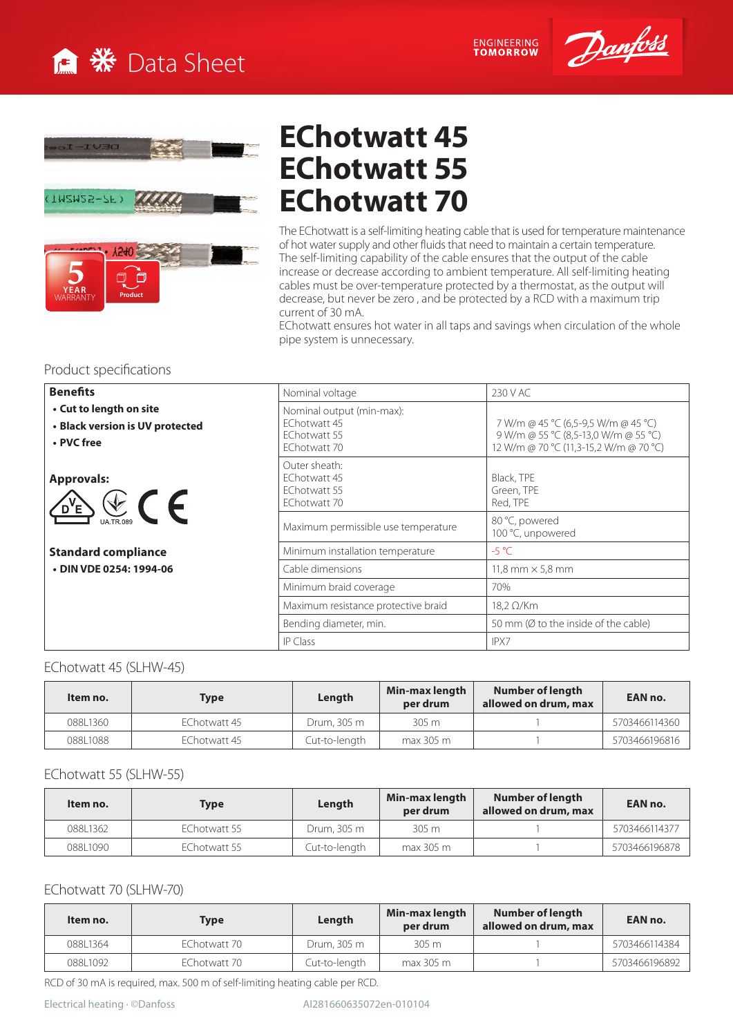# Data Sheet

# EChotwatt 45
# EChotwatt 55
# EChotwatt 70

The EChotwatt is a self-limiting heating cable that is used for temperature maintenance of hot water supply and other fluids that need to maintain a certain temperature.
The self-limiting capability of the cable ensures that the output of the cable increase or decrease according to ambient temperature. All self-limiting heating cables must be over-temperature protected by a thermostat, as the output will decrease, but never be zero , and be protected by a RCD with a maximum trip current of 30 mA.
EChotwatt ensures hot water in all taps and savings when circulation of the whole pipe system is unnecessary.

## Product specifications

**Benefits**

- **Cut to length on site**
- **Black version is UV protected**
- **PVC free**

**Approvals:**

UA.TR.089

**Standard compliance**

- **DIN VDE 0254: 1994-06**

| | |
|---|---|
| Nominal voltage | 230 V AC |
| Nominal output (min-max):<br>EChotwatt 45<br>EChotwatt 55<br>EChotwatt 70 | 7 W/m @ 45 °C (6,5-9,5 W/m @ 45 °C)<br>9 W/m @ 55 °C (8,5-13,0 W/m @ 55 °C)<br>12 W/m @ 70 °C (11,3-15,2 W/m @ 70 °C) |
| Outer sheath:<br>EChotwatt 45<br>EChotwatt 55<br>EChotwatt 70 | Black, TPE<br>Green, TPE<br>Red, TPE |
| Maximum permissible use temperature | 80 °C, powered<br>100 °C, unpowered |
| Minimum installation temperature | -5 °C |
| Cable dimensions | 11,8 mm × 5,8 mm |
| Minimum braid coverage | 70% |
| Maximum resistance protective braid | 18,2 Ω/Km |
| Bending diameter, min. | 50 mm (Ø to the inside of the cable) |
| IP Class | IPX7 |

## EChotwatt 45 (SLHW-45)

| Item no. | Type | Length | Min-max length per drum | Number of length allowed on drum, max | EAN no. |
|---|---|---|---|---|---|
| 088L1360 | EChotwatt 45 | Drum, 305 m | 305 m | 1 | 5703466114360 |
| 088L1088 | EChotwatt 45 | Cut-to-length | max 305 m | 1 | 5703466196816 |

## EChotwatt 55 (SLHW-55)

| Item no. | Type | Length | Min-max length per drum | Number of length allowed on drum, max | EAN no. |
|---|---|---|---|---|---|
| 088L1362 | EChotwatt 55 | Drum, 305 m | 305 m | 1 | 5703466114377 |
| 088L1090 | EChotwatt 55 | Cut-to-length | max 305 m | 1 | 5703466196878 |

## EChotwatt 70 (SLHW-70)

| Item no. | Type | Length | Min-max length per drum | Number of length allowed on drum, max | EAN no. |
|---|---|---|---|---|---|
| 088L1364 | EChotwatt 70 | Drum, 305 m | 305 m | 1 | 5703466114384 |
| 088L1092 | EChotwatt 70 | Cut-to-length | max 305 m | 1 | 5703466196892 |

RCD of 30 mA is required, max. 500 m of self-limiting heating cable per RCD.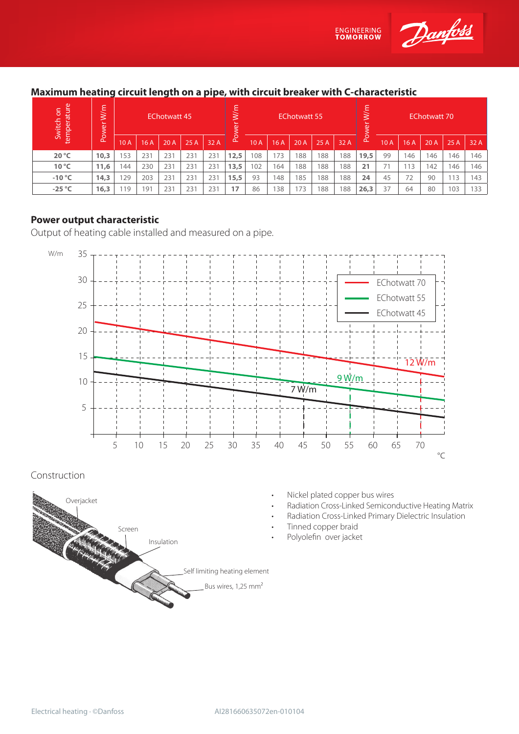## Maximum heating circuit length on a pipe, with circuit breaker with C-characteristic

| Switch on temperature | Power W/m | EChotwatt 45 | | | | | Power W/m | EChotwatt 55 | | | | | Power W/m | EChotwatt 70 | | | | |
|---|---|---|---|---|---|---|---|---|---|---|---|---|---|---|---|---|---|---|
| | | 10 A | 16 A | 20 A | 25 A | 32 A | | 10 A | 16 A | 20 A | 25 A | 32 A | | 10 A | 16 A | 20 A | 25 A | 32 A |
| **20 °C** | **10,3** | 153 | 231 | 231 | 231 | 231 | **12,5** | 108 | 173 | 188 | 188 | 188 | **19,5** | 99 | 146 | 146 | 146 | 146 |
| **10 °C** | **11,6** | 144 | 230 | 231 | 231 | 231 | **13,5** | 102 | 164 | 188 | 188 | 188 | **21** | 71 | 113 | 142 | 146 | 146 |
| **-10 °C** | **14,3** | 129 | 203 | 231 | 231 | 231 | **15,5** | 93 | 148 | 185 | 188 | 188 | **24** | 45 | 72 | 90 | 113 | 143 |
| **-25 °C** | **16,3** | 119 | 191 | 231 | 231 | 231 | **17** | 86 | 138 | 173 | 188 | 188 | **26,3** | 37 | 64 | 80 | 103 | 133 |

## Power output characteristic

Output of heating cable installed and measured on a pipe.

W/m
35
30
25
20
15
10
5
5 10 15 20 25 30 35 40 45 50 55 60 65 70
°C

EChotwatt 70
EChotwatt 55
EChotwatt 45

12 W/m
9 W/m
7 W/m

## Construction

Overjacket
Screen
Insulation
Self limiting heating element
Bus wires, 1,25 mm²

- Nickel plated copper bus wires
- Radiation Cross-Linked Semiconductive Heating Matrix
- Radiation Cross-Linked Primary Dielectric Insulation
- Tinned copper braid
- Polyolefin over jacket